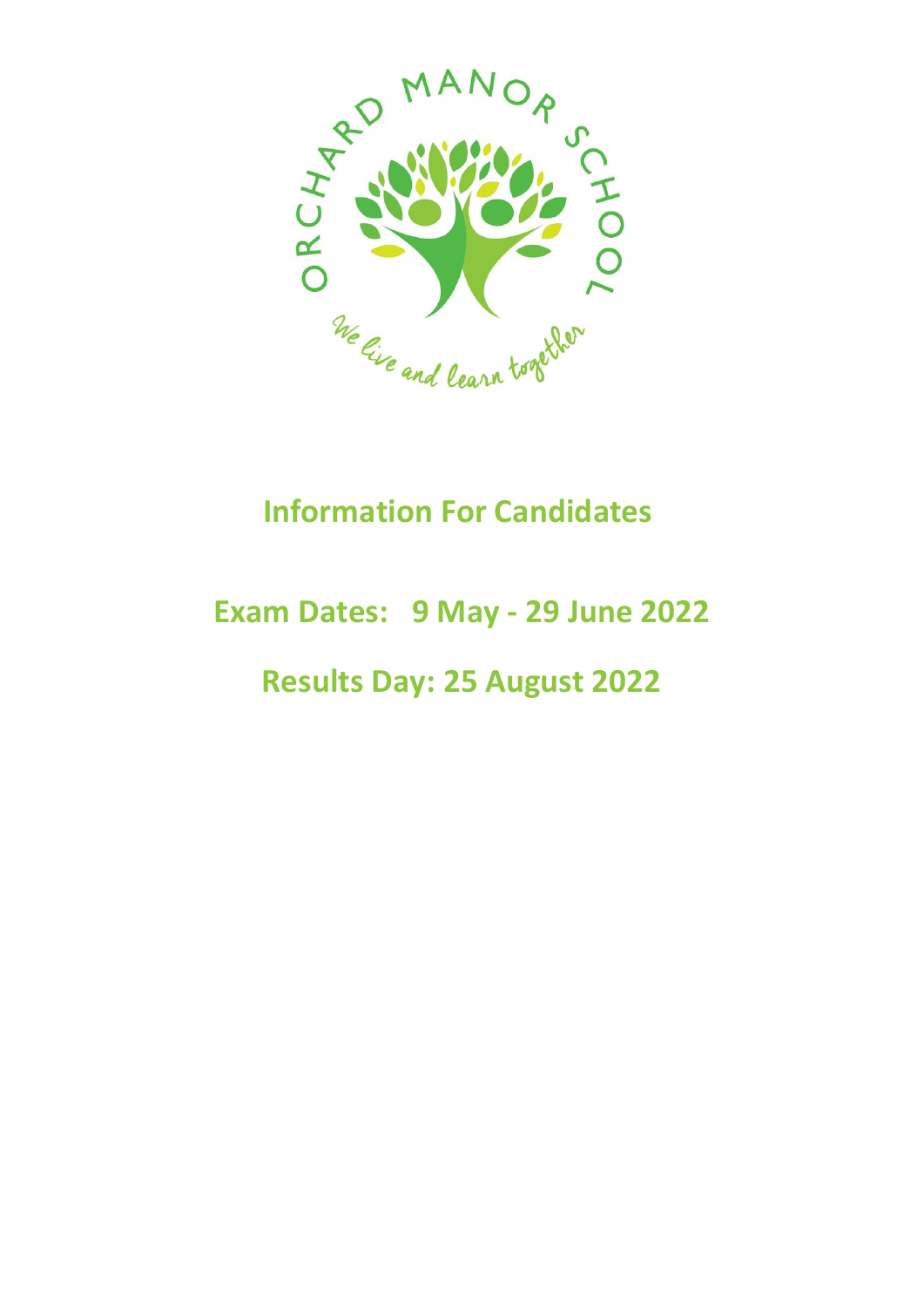# Information For Candidates

## Exam Dates: 9 May - 29 June 2022

## Results Day: 25 August 2022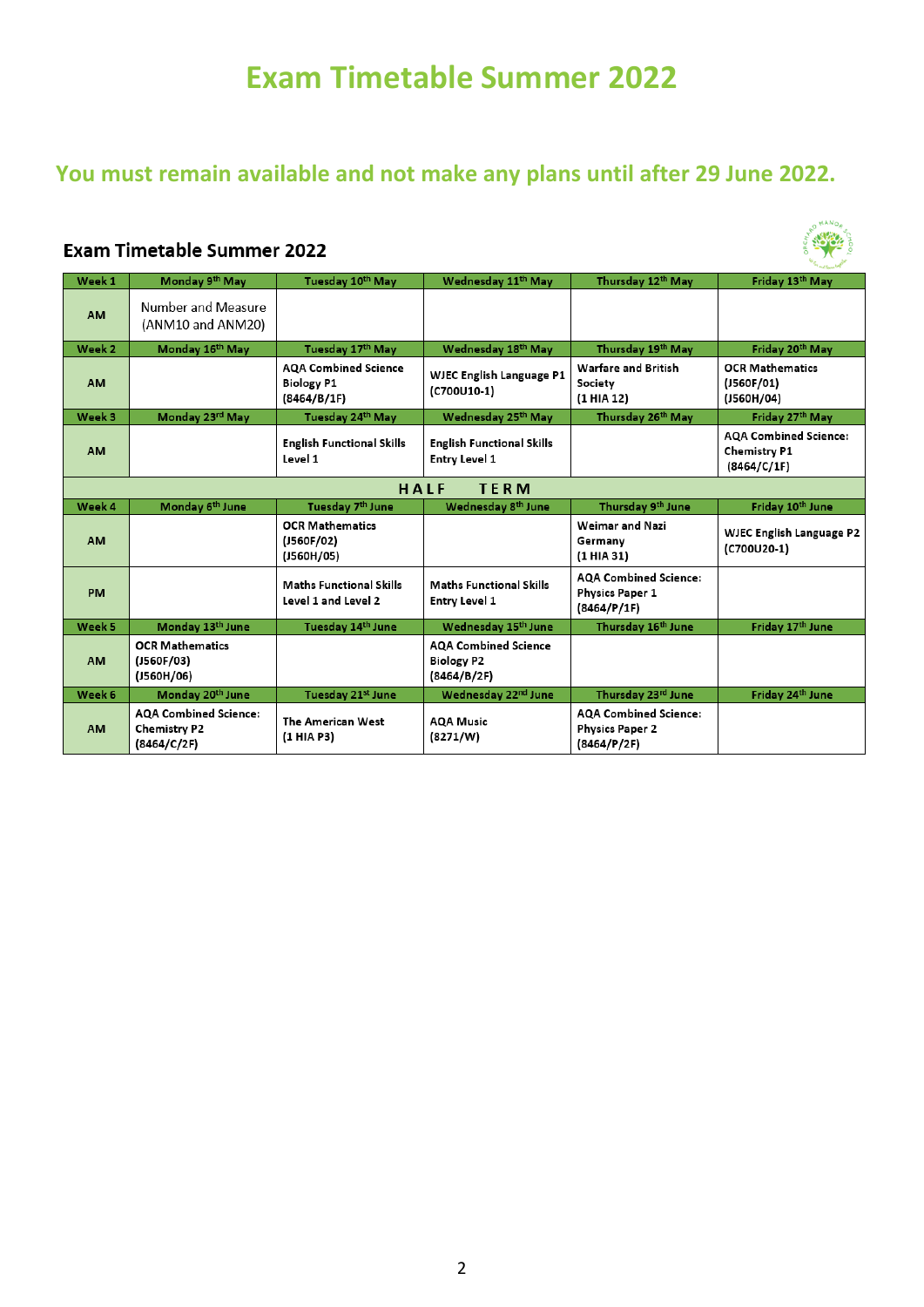# Exam Timetable Summer 2022

## You must remain available and not make any plans until after 29 June 2022.

### Exam Timetable Summer 2022

| Week 1 | Monday 9th May | Tuesday 10th May | Wednesday 11th May | Thursday 12th May | Friday 13th May |
|---|---|---|---|---|---|
| **AM** | Number and Measure (ANM10 and ANM20) | | | | |
| **Week 2** | **Monday 16th May** | **Tuesday 17th May** | **Wednesday 18th May** | **Thursday 19th May** | **Friday 20th May** |
| **AM** | | AQA Combined Science Biology P1 (8464/B/1F) | WJEC English Language P1 (C700U10-1) | Warfare and British Society (1 HIA 12) | OCR Mathematics (J560F/01) (J560H/04) |
| **Week 3** | **Monday 23rd May** | **Tuesday 24th May** | **Wednesday 25th May** | **Thursday 26th May** | **Friday 27th May** |
| **AM** | | English Functional Skills Level 1 | English Functional Skills Entry Level 1 | | AQA Combined Science: Chemistry P1 (8464/C/1F) |
| | | | **HALF TERM** | | |
| **Week 4** | **Monday 6th June** | **Tuesday 7th June** | **Wednesday 8th June** | **Thursday 9th June** | **Friday 10th June** |
| **AM** | | OCR Mathematics (J560F/02) (J560H/05) | | Weimar and Nazi Germany (1 HIA 31) | WJEC English Language P2 (C700U20-1) |
| **PM** | | Maths Functional Skills Level 1 and Level 2 | Maths Functional Skills Entry Level 1 | AQA Combined Science: Physics Paper 1 (8464/P/1F) | |
| **Week 5** | **Monday 13th June** | **Tuesday 14th June** | **Wednesday 15th June** | **Thursday 16th June** | **Friday 17th June** |
| **AM** | OCR Mathematics (J560F/03) (J560H/06) | | AQA Combined Science Biology P2 (8464/B/2F) | | |
| **Week 6** | **Monday 20th June** | **Tuesday 21st June** | **Wednesday 22nd June** | **Thursday 23rd June** | **Friday 24th June** |
| **AM** | AQA Combined Science: Chemistry P2 (8464/C/2F) | The American West (1 HIA P3) | AQA Music (8271/W) | AQA Combined Science: Physics Paper 2 (8464/P/2F) | |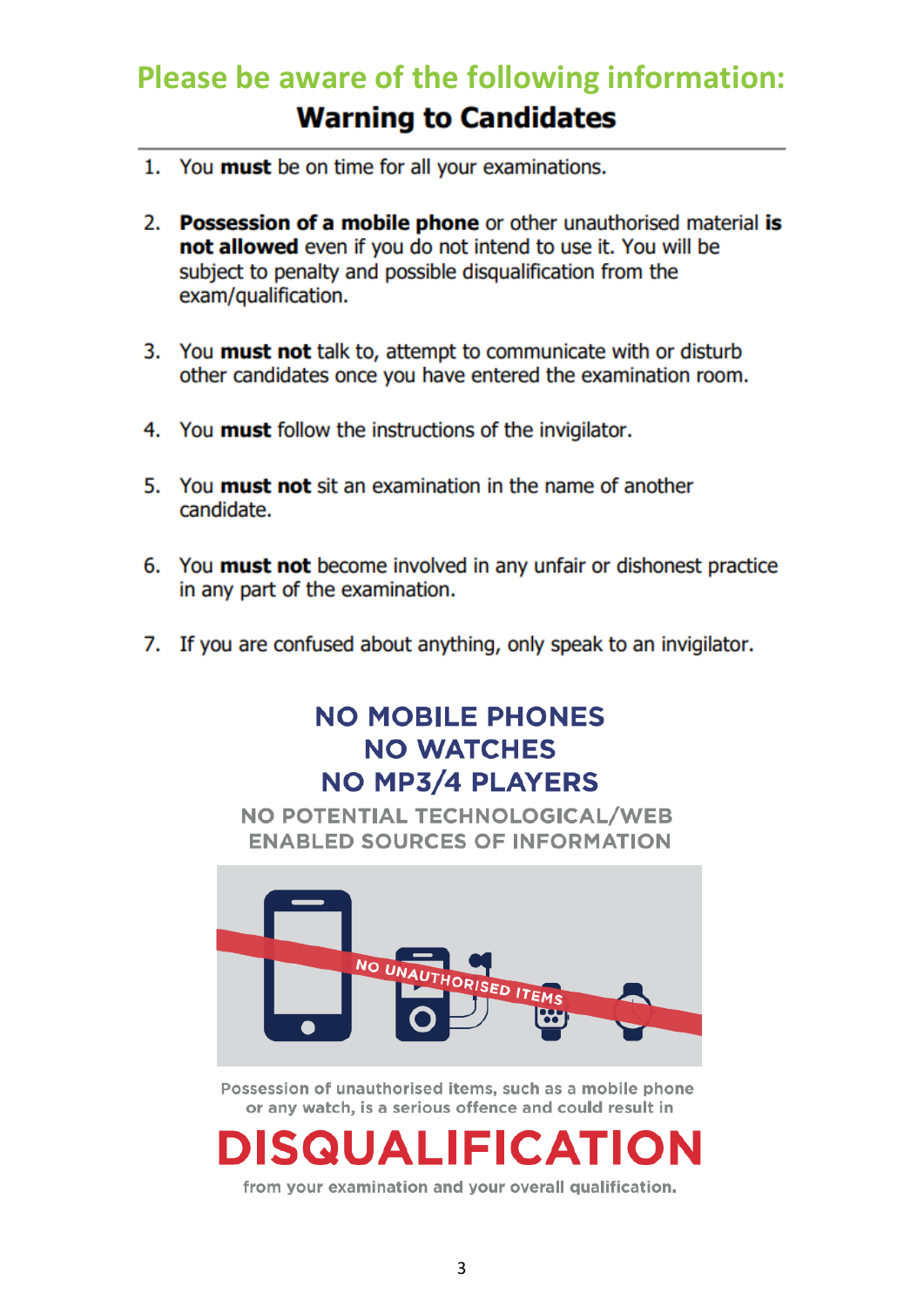## Please be aware of the following information:

### Warning to Candidates

1. You **must** be on time for all your examinations.

2. **Possession of a mobile phone** or other unauthorised material **is not allowed** even if you do not intend to use it. You will be subject to penalty and possible disqualification from the exam/qualification.

3. You **must not** talk to, attempt to communicate with or disturb other candidates once you have entered the examination room.

4. You **must** follow the instructions of the invigilator.

5. You **must not** sit an examination in the name of another candidate.

6. You **must not** become involved in any unfair or dishonest practice in any part of the examination.

7. If you are confused about anything, only speak to an invigilator.

**NO MOBILE PHONES**
**NO WATCHES**
**NO MP3/4 PLAYERS**

NO POTENTIAL TECHNOLOGICAL/WEB ENABLED SOURCES OF INFORMATION

NO UNAUTHORISED ITEMS

Possession of unauthorised items, such as a mobile phone or any watch, is a serious offence and could result in

**DISQUALIFICATION**

from your examination and your overall qualification.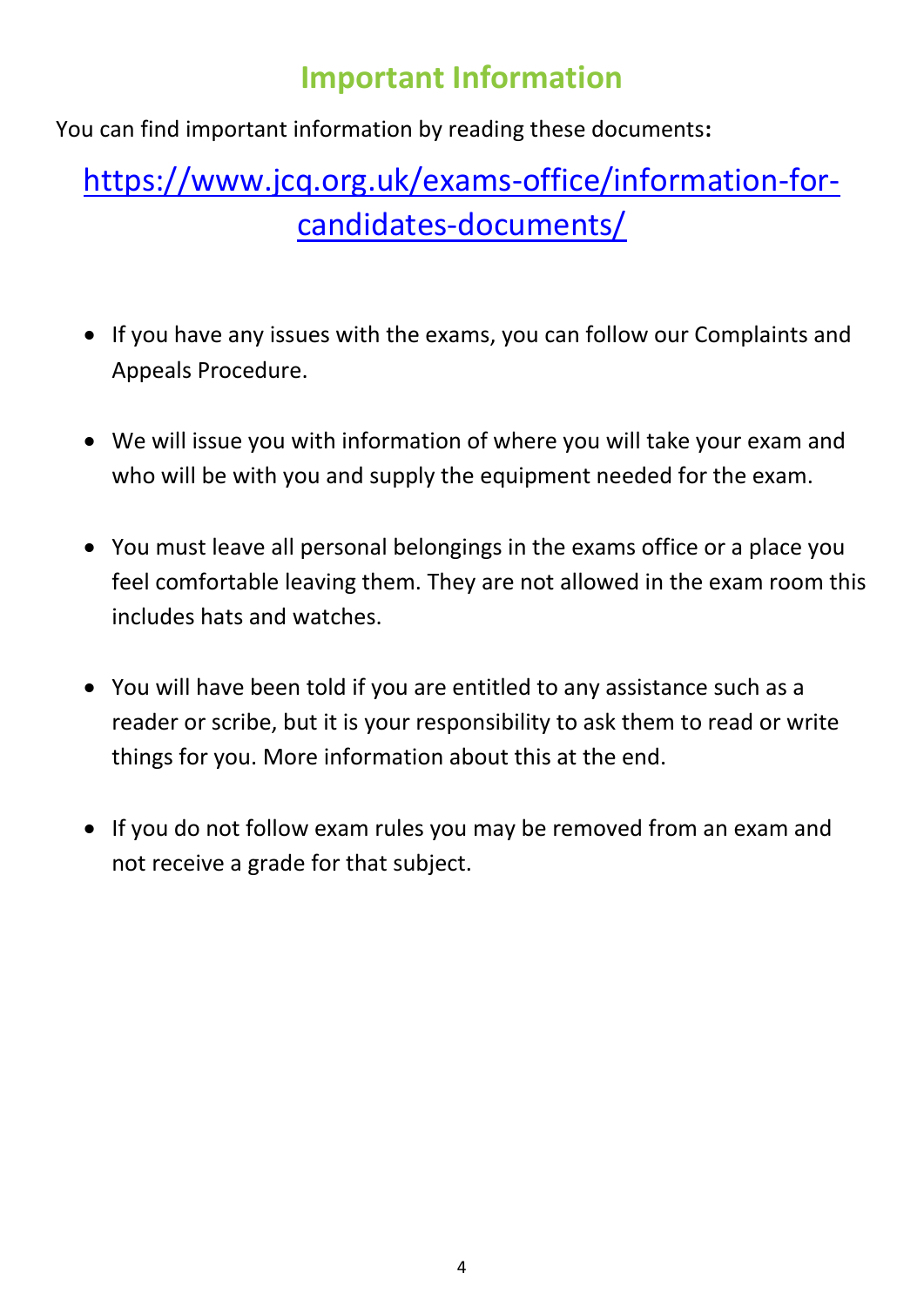# Important Information

You can find important information by reading these documents**:**

[https://www.jcq.org.uk/exams-office/information-for-candidates-documents/](https://www.jcq.org.uk/exams-office/information-for-candidates-documents/)

- If you have any issues with the exams, you can follow our Complaints and Appeals Procedure.
- We will issue you with information of where you will take your exam and who will be with you and supply the equipment needed for the exam.
- You must leave all personal belongings in the exams office or a place you feel comfortable leaving them. They are not allowed in the exam room this includes hats and watches.
- You will have been told if you are entitled to any assistance such as a reader or scribe, but it is your responsibility to ask them to read or write things for you. More information about this at the end.
- If you do not follow exam rules you may be removed from an exam and not receive a grade for that subject.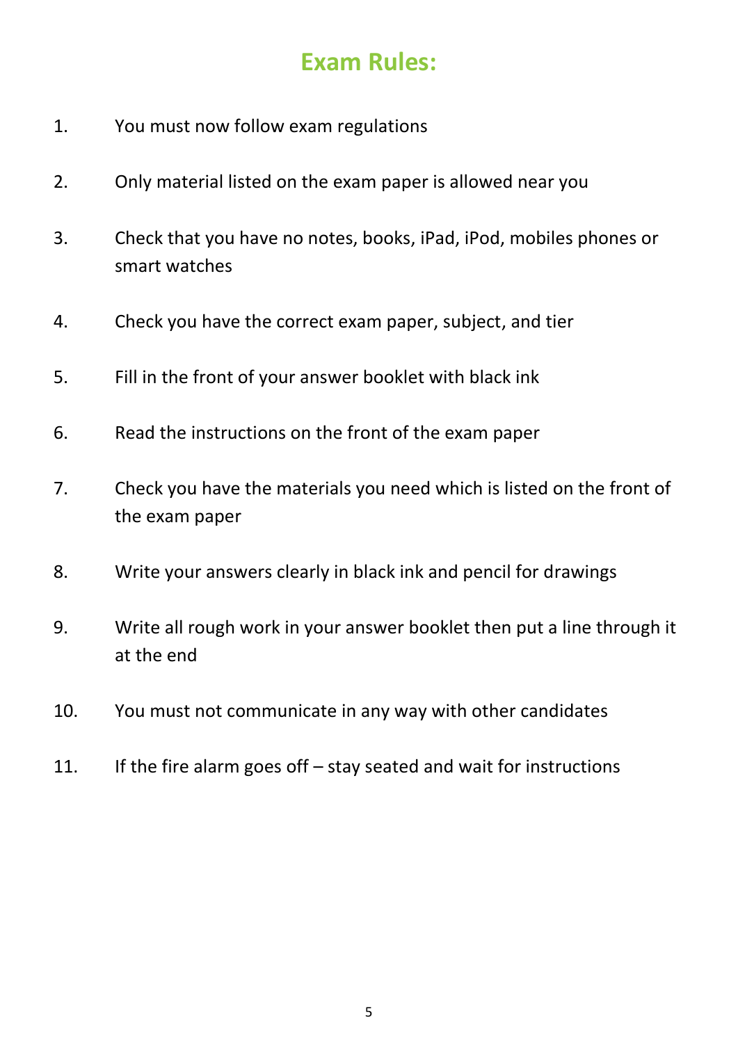# Exam Rules:

1. You must now follow exam regulations
2. Only material listed on the exam paper is allowed near you
3. Check that you have no notes, books, iPad, iPod, mobiles phones or smart watches
4. Check you have the correct exam paper, subject, and tier
5. Fill in the front of your answer booklet with black ink
6. Read the instructions on the front of the exam paper
7. Check you have the materials you need which is listed on the front of the exam paper
8. Write your answers clearly in black ink and pencil for drawings
9. Write all rough work in your answer booklet then put a line through it at the end
10. You must not communicate in any way with other candidates
11. If the fire alarm goes off – stay seated and wait for instructions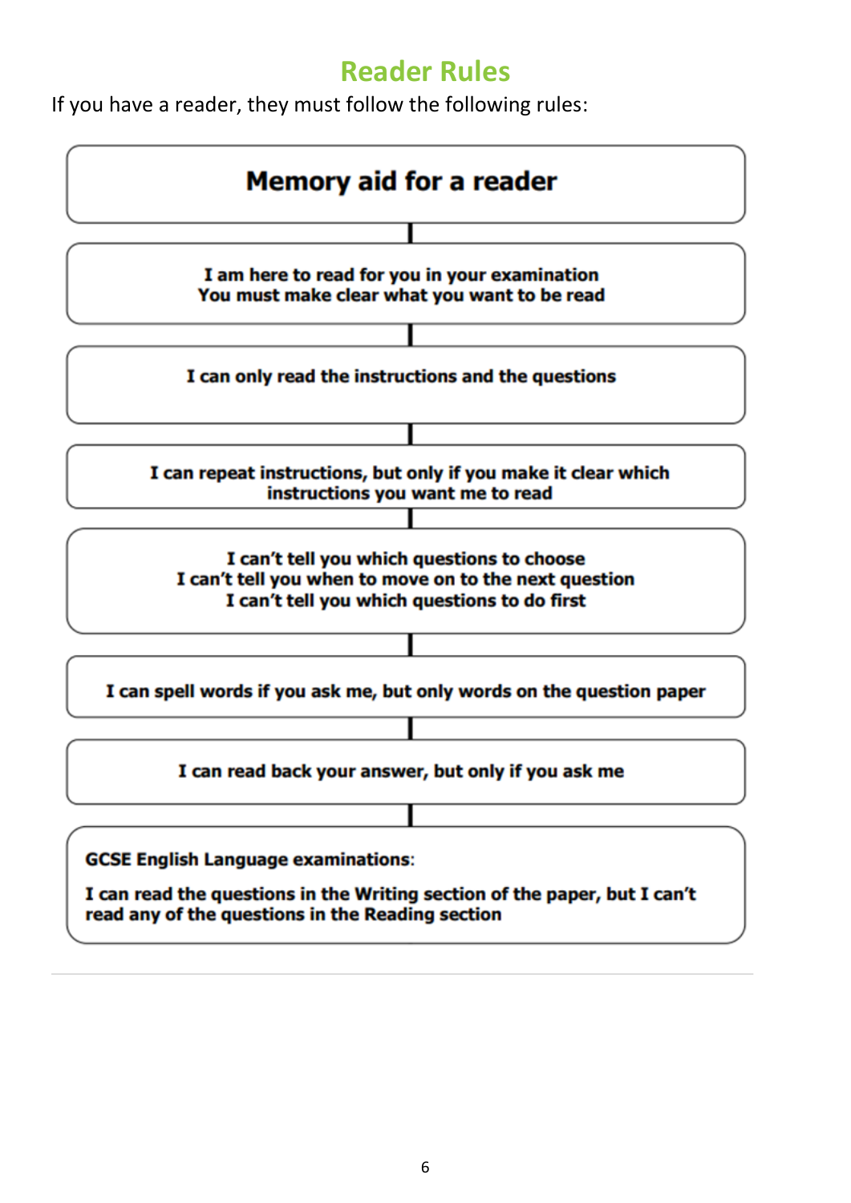# Reader Rules

If you have a reader, they must follow the following rules:

## Memory aid for a reader

**I am here to read for you in your examination**
**You must make clear what you want to be read**

**I can only read the instructions and the questions**

**I can repeat instructions, but only if you make it clear which instructions you want me to read**

**I can't tell you which questions to choose**
**I can't tell you when to move on to the next question**
**I can't tell you which questions to do first**

**I can spell words if you ask me, but only words on the question paper**

**I can read back your answer, but only if you ask me**

**GCSE English Language examinations**:

**I can read the questions in the Writing section of the paper, but I can't read any of the questions in the Reading section**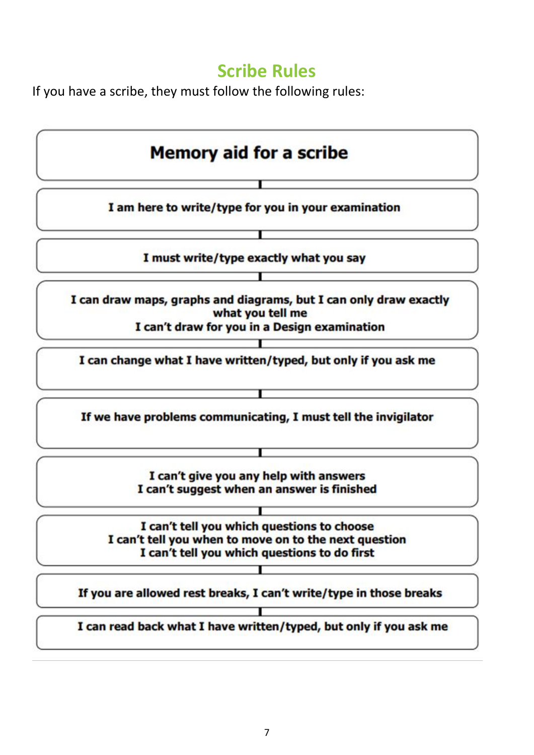## Scribe Rules

If you have a scribe, they must follow the following rules:

### Memory aid for a scribe

**I am here to write/type for you in your examination**

**I must write/type exactly what you say**

**I can draw maps, graphs and diagrams, but I can only draw exactly what you tell me**
**I can't draw for you in a Design examination**

**I can change what I have written/typed, but only if you ask me**

**If we have problems communicating, I must tell the invigilator**

**I can't give you any help with answers**
**I can't suggest when an answer is finished**

**I can't tell you which questions to choose**
**I can't tell you when to move on to the next question**
**I can't tell you which questions to do first**

**If you are allowed rest breaks, I can't write/type in those breaks**

**I can read back what I have written/typed, but only if you ask me**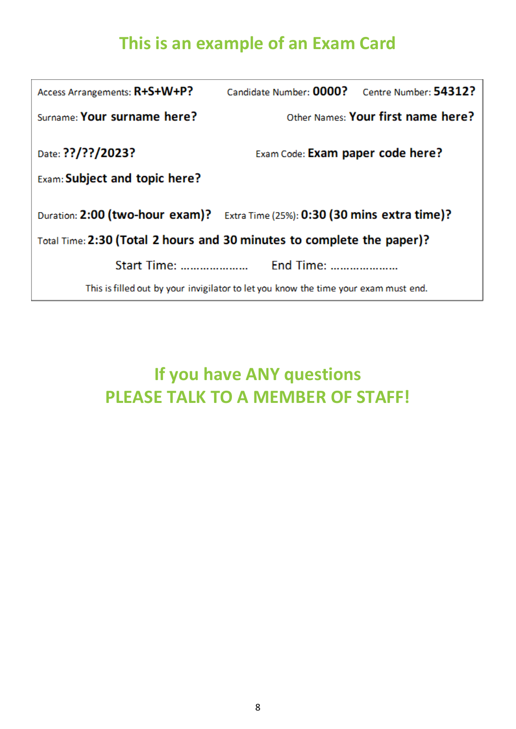## This is an example of an Exam Card

Access Arrangements: **R+S+W+P?** Candidate Number: **0000?** Centre Number: **54312?**

Surname: **Your surname here?** Other Names: **Your first name here?**

Date: **??/??/2023?** Exam Code: **Exam paper code here?**

Exam: **Subject and topic here?**

Duration: **2:00 (two-hour exam)?** Extra Time (25%): **0:30 (30 mins extra time)?**

Total Time: **2:30 (Total 2 hours and 30 minutes to complete the paper)?**

Start Time: ………………… End Time: …………………

This is filled out by your invigilator to let you know the time your exam must end.

## If you have ANY questions
## PLEASE TALK TO A MEMBER OF STAFF!